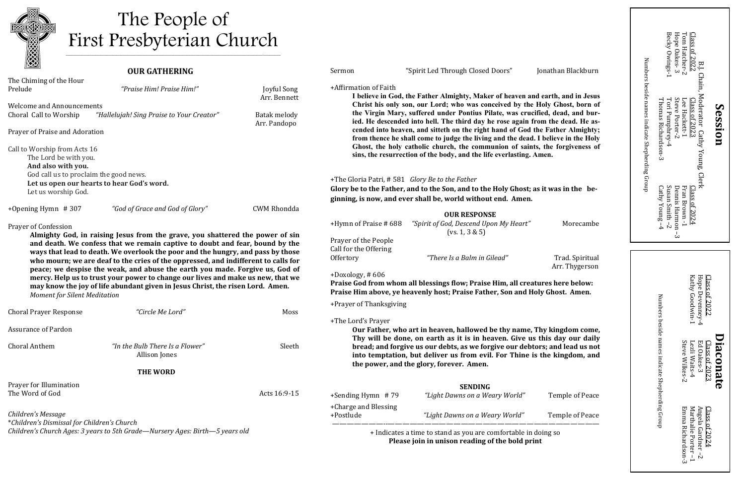# The People of First Presbyterian Church

## OUR GATHERING

The Chiming of the Hour

Prelude — *"Praise Him! Praise Him!"* — Joyful Song, Arr. Bennett

Welcome and Announcements

Choral Call to Worship — *"Hallelujah! Sing Praise to Your Creator"* — Batak melody, Arr. Pandopo

Prayer of Praise and Adoration

Call to Worship from Acts 16

The Lord be with you.
**And also with you.**
God call us to proclaim the good news.
**Let us open our hearts to hear God's word.**
Let us worship God.

+Opening Hymn # 307 — *"God of Grace and God of Glory"* — CWM Rhondda

Prayer of Confession

**Almighty God, in raising Jesus from the grave, you shattered the power of sin and death. We confess that we remain captive to doubt and fear, bound by the ways that lead to death. We overlook the poor and the hungry, and pass by those who mourn; we are deaf to the cries of the oppressed, and indifferent to calls for peace; we despise the weak, and abuse the earth you made. Forgive us, God of mercy. Help us to trust your power to change our lives and make us new, that we may know the joy of life abundant given in Jesus Christ, the risen Lord. Amen.**

*Moment for Silent Meditation*

Choral Prayer Response — *"Circle Me Lord"* — Moss

Assurance of Pardon

Choral Anthem — *"In the Bulb There Is a Flower"* — Sleeth
Allison Jones

## THE WORD

Prayer for Illumination

The Word of God — Acts 16:9-15

*Children's Message*

*\*Children's Dismissal for Children's Church*

*Children's Church Ages: 3 years to 5th Grade—Nursery Ages: Birth—5 years old*

Sermon — "Spirit Led Through Closed Doors" — Jonathan Blackburn

+Affirmation of Faith

**I believe in God, the Father Almighty, Maker of heaven and earth, and in Jesus Christ his only son, our Lord; who was conceived by the Holy Ghost, born of the Virgin Mary, suffered under Pontius Pilate, was crucified, dead, and buried. He descended into hell. The third day he rose again from the dead. He ascended into heaven, and sitteth on the right hand of God the Father Almighty; from thence he shall come to judge the living and the dead. I believe in the Holy Ghost, the holy catholic church, the communion of saints, the forgiveness of sins, the resurrection of the body, and the life everlasting. Amen.**

+The Gloria Patri, # 581 *Glory Be to the Father*

**Glory be to the Father, and to the Son, and to the Holy Ghost; as it was in the beginning, is now, and ever shall be, world without end. Amen.**

## OUR RESPONSE

+Hymn of Praise # 688 — *"Spirit of God, Descend Upon My Heart"* (vs. 1, 3 & 5) — Morecambe

Prayer of the People

Call for the Offering

Offertory — *"There Is a Balm in Gilead"* — Trad. Spiritual, Arr. Thygerson

+Doxology, # 606

**Praise God from whom all blessings flow; Praise Him, all creatures here below: Praise Him above, ye heavenly host; Praise Father, Son and Holy Ghost. Amen.**

+Prayer of Thanksgiving

+The Lord's Prayer

**Our Father, who art in heaven, hallowed be thy name, Thy kingdom come, Thy will be done, on earth as it is in heaven. Give us this day our daily bread; and forgive us our debts, as we forgive our debtors; and lead us not into temptation, but deliver us from evil. For Thine is the kingdom, and the power, and the glory, forever. Amen.**

## SENDING

+Sending Hymn # 79 — *"Light Dawns on a Weary World"* — Temple of Peace

+Charge and Blessing

+Postlude — *"Light Dawns on a Weary World"* — Temple of Peace

+ Indicates a time to stand as you are comfortable in doing so
**Please join in unison reading of the bold print**

## Session

B.J. Chain, Moderator Cathy Young, Clerk

| Class of 2022 | Class of 2023 | Class of 2024 |
|---|---|---|
| Tom Hatcher-2 | Lee Hackett-1 | Fran Brown -1 |
| Hope Oakes- 3 | Steve Porter-2 | Dennis Harmon –3 |
| Becky Owings-1 | Tori Pumphrey-4 | Susan Smith –2 |
| | Thomas Richardson-3 | Cathy Young –4 |

Numbers beside names indicate Shepherding Group

## Diaconate

| Class of 2022 | Class of 2023 | Class of 2024 |
|---|---|---|
| Hope Devenney-4 | Ed Oakes-3 | Angela Gardner –2 |
| Kathy Goodwin-1 | Lezli Waits-4 | Marthalie Porter –1 |
| | Steve Wilkes-2 | Emma Richardson-3 |

Numbers beside names indicate Shepherding Group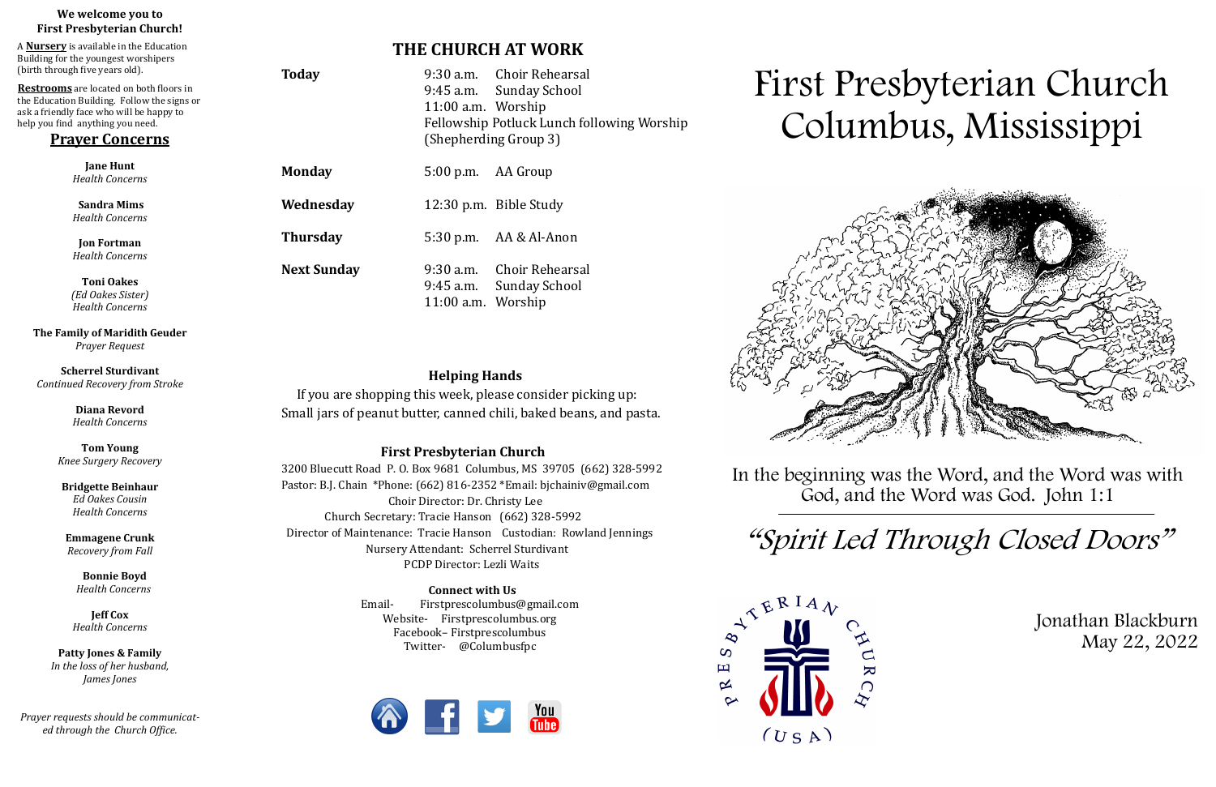**We welcome you to First Presbyterian Church!**

A **Nursery** is available in the Education Building for the youngest worshipers (birth through five years old).

**Restrooms** are located on both floors in the Education Building. Follow the signs or ask a friendly face who will be happy to help you find anything you need.

## Prayer Concerns

**Jane Hunt**
*Health Concerns*

**Sandra Mims**
*Health Concerns*

**Jon Fortman**
*Health Concerns*

**Toni Oakes**
*(Ed Oakes Sister)*
*Health Concerns*

**The Family of Maridith Geuder**
*Prayer Request*

**Scherrel Sturdivant**
*Continued Recovery from Stroke*

**Diana Revord**
*Health Concerns*

**Tom Young**
*Knee Surgery Recovery*

**Bridgette Beinhaur**
*Ed Oakes Cousin*
*Health Concerns*

**Emmagene Crunk**
*Recovery from Fall*

**Bonnie Boyd**
*Health Concerns*

**Jeff Cox**
*Health Concerns*

**Patty Jones & Family**
*In the loss of her husband, James Jones*

*Prayer requests should be communicated through the Church Office.*

## THE CHURCH AT WORK

| | | |
|---|---|---|
| **Today** | 9:30 a.m. | Choir Rehearsal |
| | 9:45 a.m. | Sunday School |
| | 11:00 a.m. | Worship |
| | Fellowship Potluck Lunch following Worship (Shepherding Group 3) | |
| **Monday** | 5:00 p.m. | AA Group |
| **Wednesday** | 12:30 p.m. | Bible Study |
| **Thursday** | 5:30 p.m. | AA & Al-Anon |
| **Next Sunday** | 9:30 a.m. | Choir Rehearsal |
| | 9:45 a.m. | Sunday School |
| | 11:00 a.m. | Worship |

### Helping Hands

If you are shopping this week, please consider picking up:
Small jars of peanut butter, canned chili, baked beans, and pasta.

### First Presbyterian Church

3200 Bluecutt Road P. O. Box 9681 Columbus, MS 39705 (662) 328-5992
Pastor: B.J. Chain *Phone: (662) 816-2352 *Email: bjchainiv@gmail.com
Choir Director: Dr. Christy Lee
Church Secretary: Tracie Hanson (662) 328-5992
Director of Maintenance: Tracie Hanson Custodian: Rowland Jennings
Nursery Attendant: Scherrel Sturdivant
PCDP Director: Lezli Waits

**Connect with Us**

Email- Firstprescolumbus@gmail.com
Website- Firstprescolumbus.org
Facebook– Firstprescolumbus
Twitter- @Columbusfpc

# First Presbyterian Church Columbus, Mississippi

In the beginning was the Word, and the Word was with God, and the Word was God. John 1:1

## *"Spirit Led Through Closed Doors"*

PRESBYTERIAN CHURCH (USA)

Jonathan Blackburn
May 22, 2022